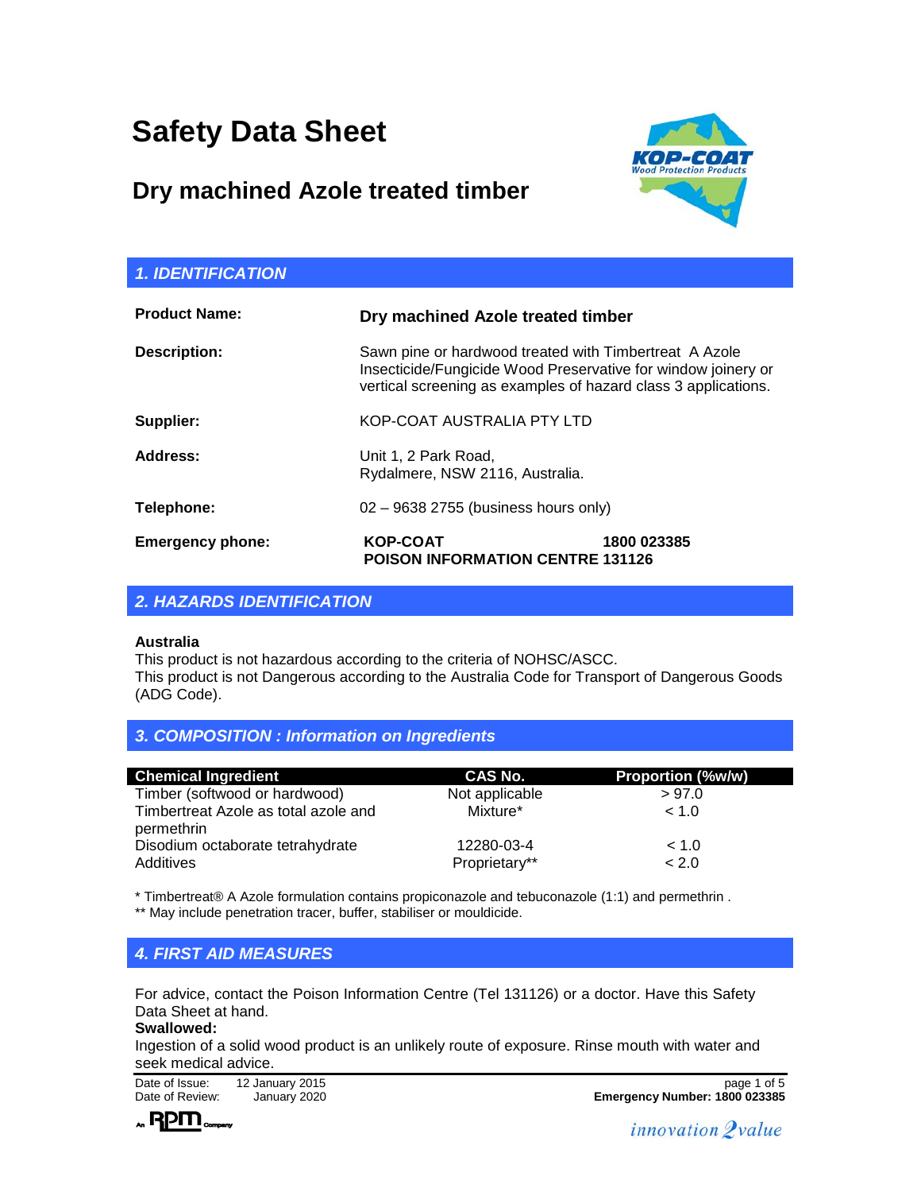# Safety Data Sheet

## Dry machined Azole treated timber

## 1. IDENTIFICATION

| | |
|---|---|
| **Product Name:** | **Dry machined Azole treated timber** |
| **Description:** | Sawn pine or hardwood treated with Timbertreat A Azole Insecticide/Fungicide Wood Preservative for window joinery or vertical screening as examples of hazard class 3 applications. |
| **Supplier:** | KOP-COAT AUSTRALIA PTY LTD |
| **Address:** | Unit 1, 2 Park Road, Rydalmere, NSW 2116, Australia. |
| **Telephone:** | 02 – 9638 2755 (business hours only) |
| **Emergency phone:** | **KOP-COAT 1800 023385**<br>**POISON INFORMATION CENTRE 131126** |

## 2. HAZARDS IDENTIFICATION

**Australia**

This product is not hazardous according to the criteria of NOHSC/ASCC.

This product is not Dangerous according to the Australia Code for Transport of Dangerous Goods (ADG Code).

## 3. COMPOSITION : Information on Ingredients

| Chemical Ingredient | CAS No. | Proportion (%w/w) |
|---|---|---|
| Timber (softwood or hardwood) | Not applicable | > 97.0 |
| Timbertreat Azole as total azole and permethrin | Mixture* | < 1.0 |
| Disodium octaborate tetrahydrate | 12280-03-4 | < 1.0 |
| Additives | Proprietary** | < 2.0 |

* Timbertreat® A Azole formulation contains propiconazole and tebuconazole (1:1) and permethrin .

** May include penetration tracer, buffer, stabiliser or mouldicide.

## 4. FIRST AID MEASURES

For advice, contact the Poison Information Centre (Tel 131126) or a doctor. Have this Safety Data Sheet at hand.

**Swallowed:**

Ingestion of a solid wood product is an unlikely route of exposure. Rinse mouth with water and seek medical advice.

Date of Issue: 12 January 2015
Date of Review: January 2020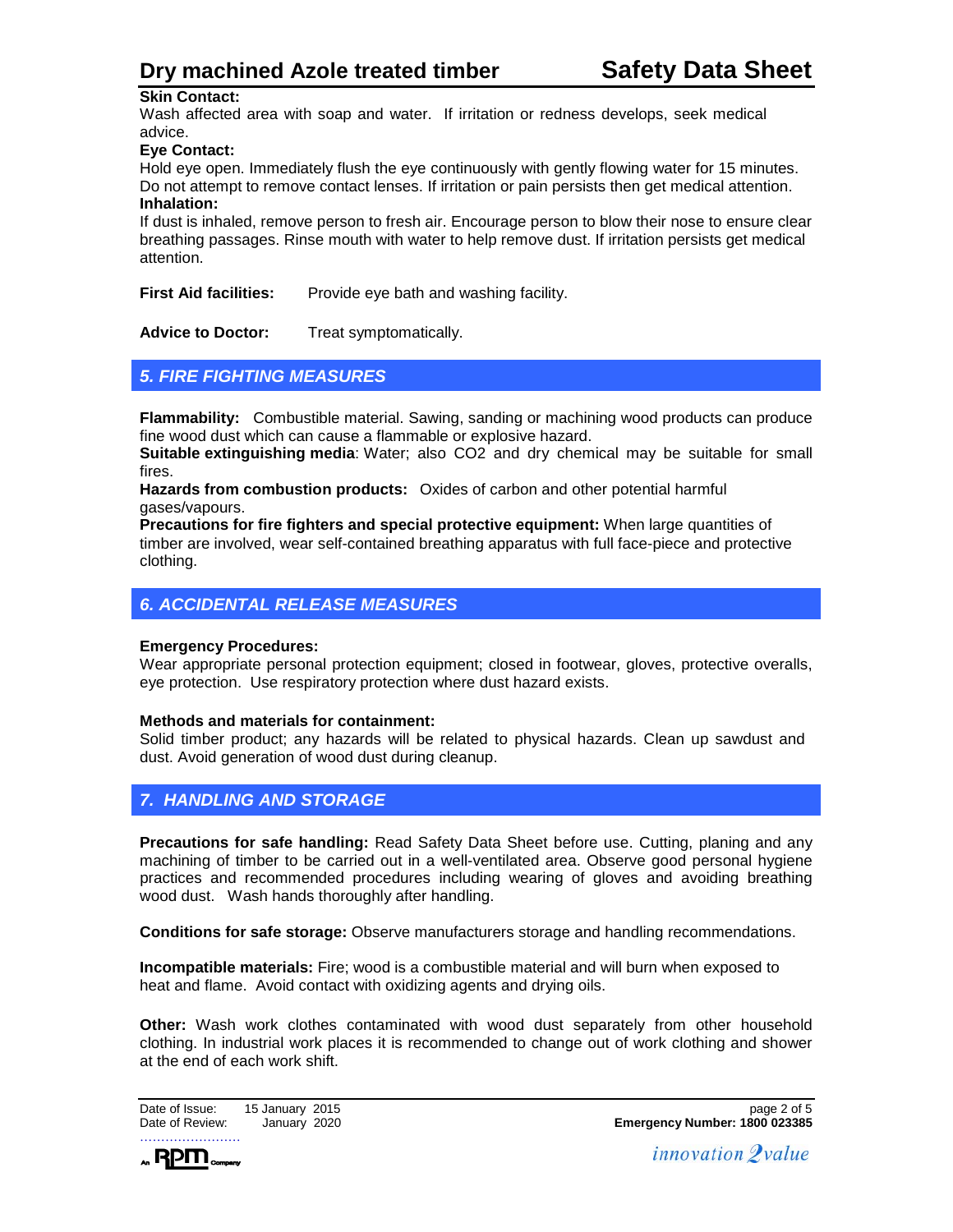**Skin Contact:**
Wash affected area with soap and water. If irritation or redness develops, seek medical advice.

**Eye Contact:**
Hold eye open. Immediately flush the eye continuously with gently flowing water for 15 minutes. Do not attempt to remove contact lenses. If irritation or pain persists then get medical attention.

**Inhalation:**
If dust is inhaled, remove person to fresh air. Encourage person to blow their nose to ensure clear breathing passages. Rinse mouth with water to help remove dust. If irritation persists get medical attention.

**First Aid facilities:** Provide eye bath and washing facility.

**Advice to Doctor:** Treat symptomatically.

## *5. FIRE FIGHTING MEASURES*

**Flammability:** Combustible material. Sawing, sanding or machining wood products can produce fine wood dust which can cause a flammable or explosive hazard.
**Suitable extinguishing media**: Water; also $CO_2$ and dry chemical may be suitable for small fires.
**Hazards from combustion products:** Oxides of carbon and other potential harmful gases/vapours.
**Precautions for fire fighters and special protective equipment:** When large quantities of timber are involved, wear self-contained breathing apparatus with full face-piece and protective clothing.

## *6. ACCIDENTAL RELEASE MEASURES*

**Emergency Procedures:**
Wear appropriate personal protection equipment; closed in footwear, gloves, protective overalls, eye protection. Use respiratory protection where dust hazard exists.

**Methods and materials for containment:**
Solid timber product; any hazards will be related to physical hazards. Clean up sawdust and dust. Avoid generation of wood dust during cleanup.

## *7. HANDLING AND STORAGE*

**Precautions for safe handling:** Read Safety Data Sheet before use. Cutting, planing and any machining of timber to be carried out in a well-ventilated area. Observe good personal hygiene practices and recommended procedures including wearing of gloves and avoiding breathing wood dust. Wash hands thoroughly after handling.

**Conditions for safe storage:** Observe manufacturers storage and handling recommendations.

**Incompatible materials:** Fire; wood is a combustible material and will burn when exposed to heat and flame. Avoid contact with oxidizing agents and drying oils.

**Other:** Wash work clothes contaminated with wood dust separately from other household clothing. In industrial work places it is recommended to change out of work clothing and shower at the end of each work shift.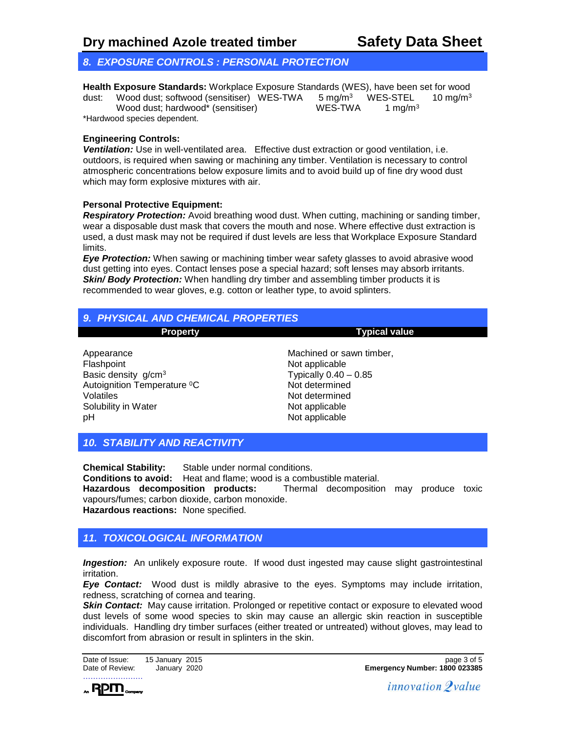## 8. EXPOSURE CONTROLS : PERSONAL PROTECTION

**Health Exposure Standards:** Workplace Exposure Standards (WES), have been set for wood dust:

| | | | | |
|---|---|---|---|---|
| Wood dust; softwood (sensitiser) | WES-TWA | 5 mg/m$^3$ | WES-STEL | 10 mg/m$^3$ |
| Wood dust; hardwood* (sensitiser) | WES-TWA | 1 mg/m$^3$ | | |

*Hardwood species dependent.

**Engineering Controls:**

***Ventilation:*** Use in well-ventilated area. Effective dust extraction or good ventilation, i.e. outdoors, is required when sawing or machining any timber. Ventilation is necessary to control atmospheric concentrations below exposure limits and to avoid build up of fine dry wood dust which may form explosive mixtures with air.

**Personal Protective Equipment:**

***Respiratory Protection:*** Avoid breathing wood dust. When cutting, machining or sanding timber, wear a disposable dust mask that covers the mouth and nose. Where effective dust extraction is used, a dust mask may not be required if dust levels are less that Workplace Exposure Standard limits.

***Eye Protection:*** When sawing or machining timber wear safety glasses to avoid abrasive wood dust getting into eyes. Contact lenses pose a special hazard; soft lenses may absorb irritants.

***Skin/ Body Protection:*** When handling dry timber and assembling timber products it is recommended to wear gloves, e.g. cotton or leather type, to avoid splinters.

## 9. PHYSICAL AND CHEMICAL PROPERTIES

| Property | Typical value |
|---|---|
| Appearance | Machined or sawn timber, |
| Flashpoint | Not applicable |
| Basic density g/cm$^3$ | Typically 0.40 – 0.85 |
| Autoignition Temperature $^0$C | Not determined |
| Volatiles | Not determined |
| Solubility in Water | Not applicable |
| pH | Not applicable |

## 10. STABILITY AND REACTIVITY

**Chemical Stability:** Stable under normal conditions.
**Conditions to avoid:** Heat and flame; wood is a combustible material.
**Hazardous decomposition products:** Thermal decomposition may produce toxic vapours/fumes; carbon dioxide, carbon monoxide.
**Hazardous reactions:** None specified.

## 11. TOXICOLOGICAL INFORMATION

***Ingestion:*** An unlikely exposure route. If wood dust ingested may cause slight gastrointestinal irritation.

***Eye Contact:*** Wood dust is mildly abrasive to the eyes. Symptoms may include irritation, redness, scratching of cornea and tearing.

***Skin Contact:*** May cause irritation. Prolonged or repetitive contact or exposure to elevated wood dust levels of some wood species to skin may cause an allergic skin reaction in susceptible individuals. Handling dry timber surfaces (either treated or untreated) without gloves, may lead to discomfort from abrasion or result in splinters in the skin.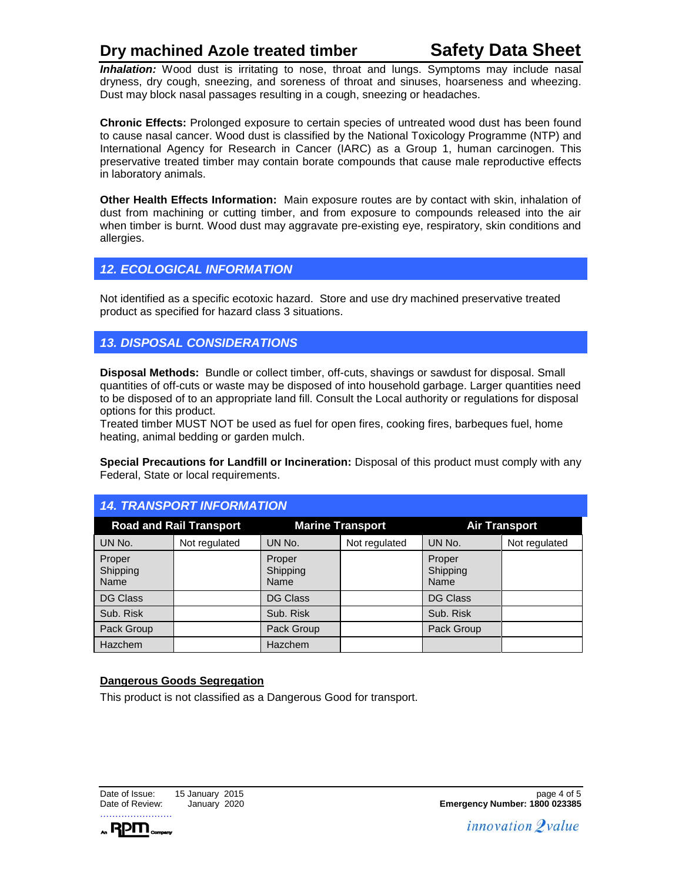***Inhalation:*** Wood dust is irritating to nose, throat and lungs. Symptoms may include nasal dryness, dry cough, sneezing, and soreness of throat and sinuses, hoarseness and wheezing. Dust may block nasal passages resulting in a cough, sneezing or headaches.

**Chronic Effects:** Prolonged exposure to certain species of untreated wood dust has been found to cause nasal cancer. Wood dust is classified by the National Toxicology Programme (NTP) and International Agency for Research in Cancer (IARC) as a Group 1, human carcinogen. This preservative treated timber may contain borate compounds that cause male reproductive effects in laboratory animals.

**Other Health Effects Information:** Main exposure routes are by contact with skin, inhalation of dust from machining or cutting timber, and from exposure to compounds released into the air when timber is burnt. Wood dust may aggravate pre-existing eye, respiratory, skin conditions and allergies.

## 12. ECOLOGICAL INFORMATION

Not identified as a specific ecotoxic hazard. Store and use dry machined preservative treated product as specified for hazard class 3 situations.

## 13. DISPOSAL CONSIDERATIONS

**Disposal Methods:** Bundle or collect timber, off-cuts, shavings or sawdust for disposal. Small quantities of off-cuts or waste may be disposed of into household garbage. Larger quantities need to be disposed of to an appropriate land fill. Consult the Local authority or regulations for disposal options for this product.
Treated timber MUST NOT be used as fuel for open fires, cooking fires, barbeques fuel, home heating, animal bedding or garden mulch.

**Special Precautions for Landfill or Incineration:** Disposal of this product must comply with any Federal, State or local requirements.

## 14. TRANSPORT INFORMATION

| Road and Rail Transport | | Marine Transport | | Air Transport | |
|---|---|---|---|---|---|
| UN No. | Not regulated | UN No. | Not regulated | UN No. | Not regulated |
| Proper Shipping Name | | Proper Shipping Name | | Proper Shipping Name | |
| DG Class | | DG Class | | DG Class | |
| Sub. Risk | | Sub. Risk | | Sub. Risk | |
| Pack Group | | Pack Group | | Pack Group | |
| Hazchem | | Hazchem | | | |

**Dangerous Goods Segregation**

This product is not classified as a Dangerous Good for transport.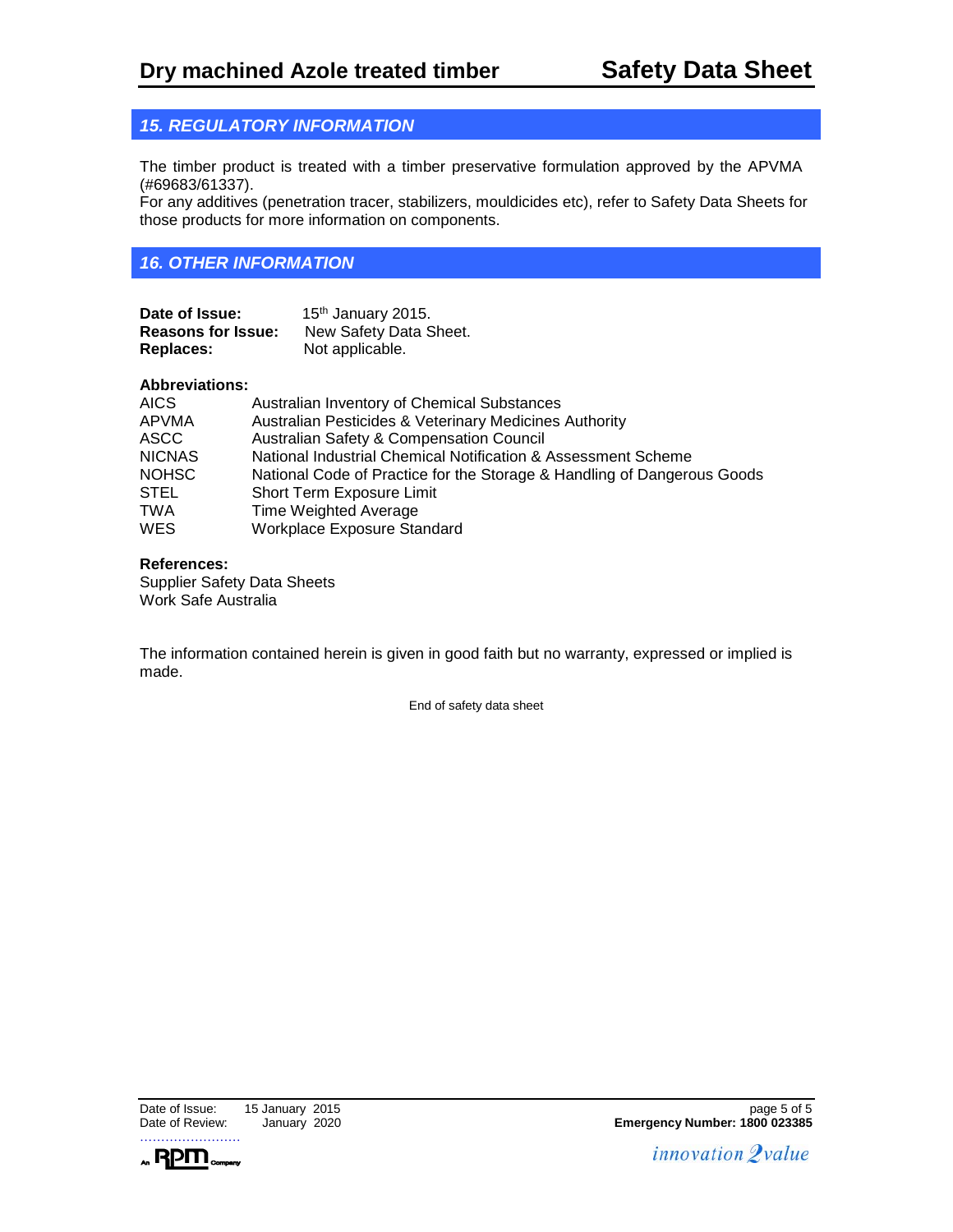## 15. REGULATORY INFORMATION

The timber product is treated with a timber preservative formulation approved by the APVMA (#69683/61337).
For any additives (penetration tracer, stabilizers, mouldicides etc), refer to Safety Data Sheets for those products for more information on components.

## 16. OTHER INFORMATION

| | |
|---|---|
| **Date of Issue:** | 15th January 2015. |
| **Reasons for Issue:** | New Safety Data Sheet. |
| **Replaces:** | Not applicable. |

**Abbreviations:**

| | |
|---|---|
| AICS | Australian Inventory of Chemical Substances |
| APVMA | Australian Pesticides & Veterinary Medicines Authority |
| ASCC | Australian Safety & Compensation Council |
| NICNAS | National Industrial Chemical Notification & Assessment Scheme |
| NOHSC | National Code of Practice for the Storage & Handling of Dangerous Goods |
| STEL | Short Term Exposure Limit |
| TWA | Time Weighted Average |
| WES | Workplace Exposure Standard |

**References:**

Supplier Safety Data Sheets
Work Safe Australia

The information contained herein is given in good faith but no warranty, expressed or implied is made.

End of safety data sheet